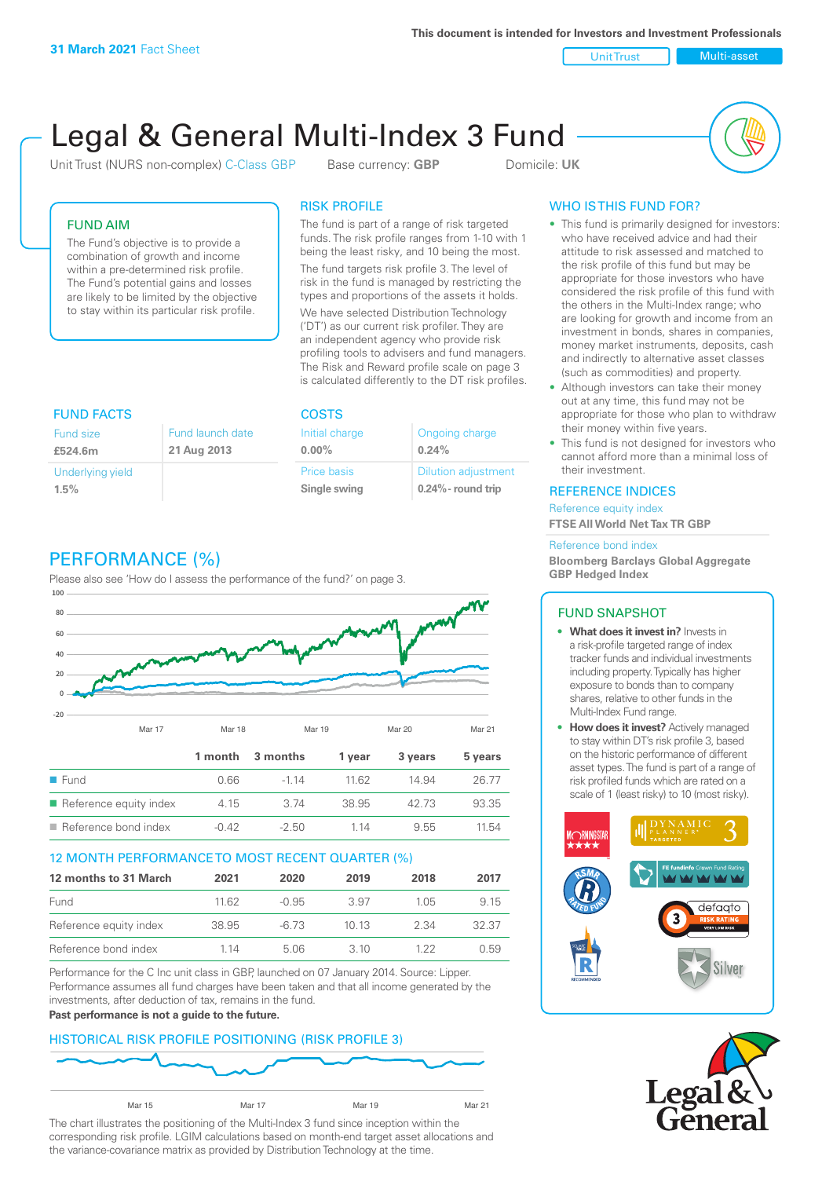31 March 2021 Fact Sheet

This document is intended for Investors and Investment Professionals

Unit Trust | Multi-asset

# Legal & General Multi-Index 3 Fund

Unit Trust (NURS non-complex) C-Class GBP  Base currency: **GBP**  Domicile: **UK**

## FUND AIM

The Fund's objective is to provide a combination of growth and income within a pre-determined risk profile. The Fund's potential gains and losses are likely to be limited by the objective to stay within its particular risk profile.

## RISK PROFILE

The fund is part of a range of risk targeted funds. The risk profile ranges from 1-10 with 1 being the least risky, and 10 being the most.

The fund targets risk profile 3. The level of risk in the fund is managed by restricting the types and proportions of the assets it holds.

We have selected Distribution Technology ('DT') as our current risk profiler. They are an independent agency who provide risk profiling tools to advisers and fund managers. The Risk and Reward profile scale on page 3 is calculated differently to the DT risk profiles.

## WHO IS THIS FUND FOR?

- This fund is primarily designed for investors: who have received advice and had their attitude to risk assessed and matched to the risk profile of this fund but may be appropriate for those investors who have considered the risk profile of this fund with the others in the Multi-Index range; who are looking for growth and income from an investment in bonds, shares in companies, money market instruments, deposits, cash and indirectly to alternative asset classes (such as commodities) and property.
- Although investors can take their money out at any time, this fund may not be appropriate for those who plan to withdraw their money within five years.
- This fund is not designed for investors who cannot afford more than a minimal loss of their investment.

## FUND FACTS

| Fund size | Fund launch date |
|---|---|
| **£524.6m** | **21 Aug 2013** |
| Underlying yield | |
| **1.5%** | |

## COSTS

| Initial charge | Ongoing charge |
|---|---|
| **0.00%** | **0.24%** |
| Price basis | Dilution adjustment |
| **Single swing** | **0.24%- round trip** |

## REFERENCE INDICES

Reference equity index
**FTSE All World Net Tax TR GBP**

Reference bond index
**Bloomberg Barclays Global Aggregate GBP Hedged Index**

## PERFORMANCE (%)

Please also see 'How do I assess the performance of the fund?' on page 3.

| | 1 month | 3 months | 1 year | 3 years | 5 years |
|---|---|---|---|---|---|
| Fund | 0.66 | -1.14 | 11.62 | 14.94 | 26.77 |
| Reference equity index | 4.15 | 3.74 | 38.95 | 42.73 | 93.35 |
| Reference bond index | -0.42 | -2.50 | 1.14 | 9.55 | 11.54 |

## 12 MONTH PERFORMANCE TO MOST RECENT QUARTER (%)

| 12 months to 31 March | 2021 | 2020 | 2019 | 2018 | 2017 |
|---|---|---|---|---|---|
| Fund | 11.62 | -0.95 | 3.97 | 1.05 | 9.15 |
| Reference equity index | 38.95 | -6.73 | 10.13 | 2.34 | 32.37 |
| Reference bond index | 1.14 | 5.06 | 3.10 | 1.22 | 0.59 |

Performance for the C Inc unit class in GBP, launched on 07 January 2014. Source: Lipper. Performance assumes all fund charges have been taken and that all income generated by the investments, after deduction of tax, remains in the fund.

**Past performance is not a guide to the future.**

## FUND SNAPSHOT

- **What does it invest in?** Invests in a risk-profile targeted range of index tracker funds and individual investments including property. Typically has higher exposure to bonds than to company shares, relative to other funds in the Multi-Index Fund range.
- **How does it invest?** Actively managed to stay within DT's risk profile 3, based on the historic performance of different asset types. The fund is part of a range of risk profiled funds which are rated on a scale of 1 (least risky) to 10 (most risky).

## HISTORICAL RISK PROFILE POSITIONING (RISK PROFILE 3)

The chart illustrates the positioning of the Multi-Index 3 fund since inception within the corresponding risk profile. LGIM calculations based on month-end target asset allocations and the variance-covariance matrix as provided by Distribution Technology at the time.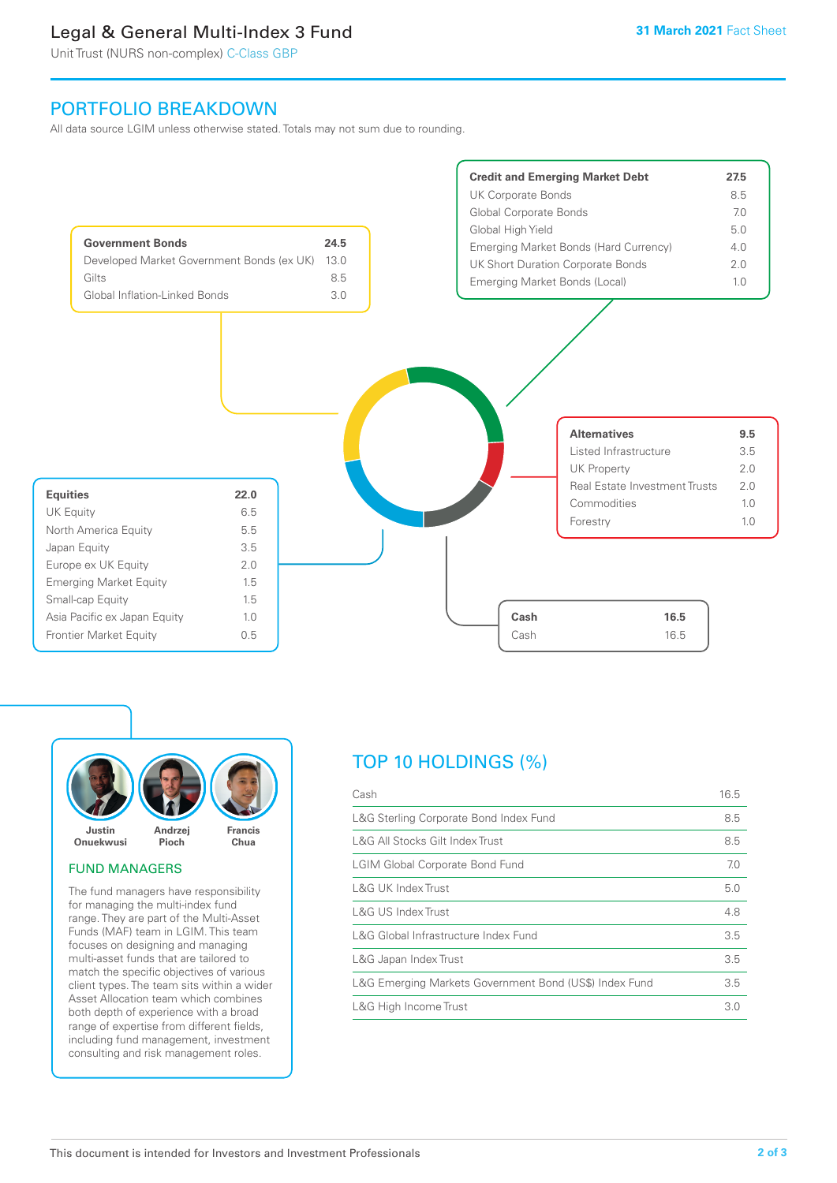# Legal & General Multi-Index 3 Fund

Unit Trust (NURS non-complex) C-Class GBP

31 March 2021 Fact Sheet

## PORTFOLIO BREAKDOWN

All data source LGIM unless otherwise stated. Totals may not sum due to rounding.

| Government Bonds | 24.5 |
|---|---|
| Developed Market Government Bonds (ex UK) | 13.0 |
| Gilts | 8.5 |
| Global Inflation-Linked Bonds | 3.0 |

| Credit and Emerging Market Debt | 27.5 |
|---|---|
| UK Corporate Bonds | 8.5 |
| Global Corporate Bonds | 7.0 |
| Global High Yield | 5.0 |
| Emerging Market Bonds (Hard Currency) | 4.0 |
| UK Short Duration Corporate Bonds | 2.0 |
| Emerging Market Bonds (Local) | 1.0 |

| Alternatives | 9.5 |
|---|---|
| Listed Infrastructure | 3.5 |
| UK Property | 2.0 |
| Real Estate Investment Trusts | 2.0 |
| Commodities | 1.0 |
| Forestry | 1.0 |

| Equities | 22.0 |
|---|---|
| UK Equity | 6.5 |
| North America Equity | 5.5 |
| Japan Equity | 3.5 |
| Europe ex UK Equity | 2.0 |
| Emerging Market Equity | 1.5 |
| Small-cap Equity | 1.5 |
| Asia Pacific ex Japan Equity | 1.0 |
| Frontier Market Equity | 0.5 |

| Cash | 16.5 |
|---|---|
| Cash | 16.5 |

Justin Onuekwusi · Andrzej Pioch · Francis Chua

### FUND MANAGERS

The fund managers have responsibility for managing the multi-index fund range. They are part of the Multi-Asset Funds (MAF) team in LGIM. This team focuses on designing and managing multi-asset funds that are tailored to match the specific objectives of various client types. The team sits within a wider Asset Allocation team which combines both depth of experience with a broad range of expertise from different fields, including fund management, investment consulting and risk management roles.

## TOP 10 HOLDINGS (%)

| Holding | % |
|---|---|
| Cash | 16.5 |
| L&G Sterling Corporate Bond Index Fund | 8.5 |
| L&G All Stocks Gilt Index Trust | 8.5 |
| LGIM Global Corporate Bond Fund | 7.0 |
| L&G UK Index Trust | 5.0 |
| L&G US Index Trust | 4.8 |
| L&G Global Infrastructure Index Fund | 3.5 |
| L&G Japan Index Trust | 3.5 |
| L&G Emerging Markets Government Bond (US$) Index Fund | 3.5 |
| L&G High Income Trust | 3.0 |

This document is intended for Investors and Investment Professionals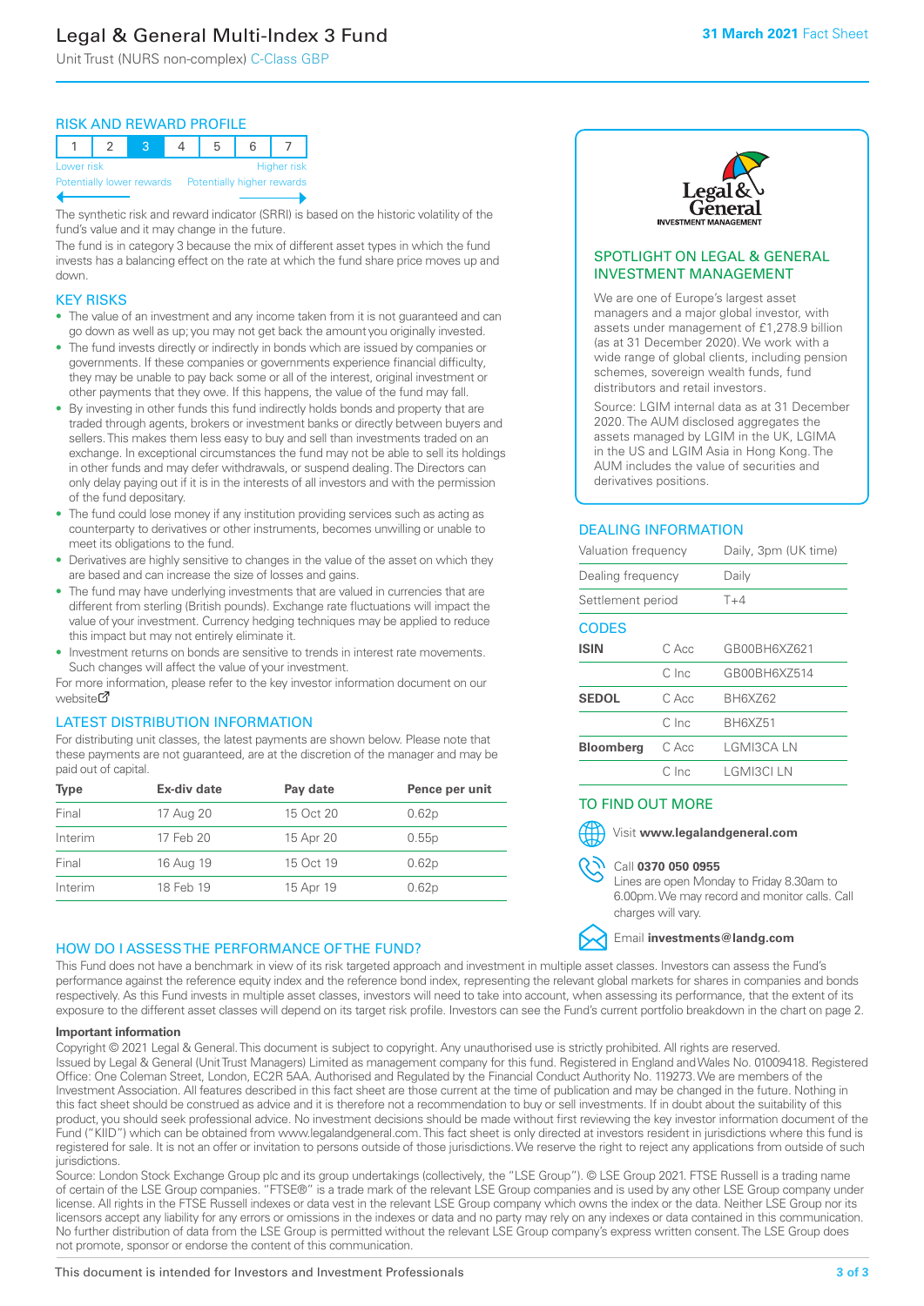# Legal & General Multi-Index 3 Fund

Unit Trust (NURS non-complex) C-Class GBP

31 March 2021 Fact Sheet

## RISK AND REWARD PROFILE

| 1 | 2 | 3 | 4 | 5 | 6 | 7 |
|---|---|---|---|---|---|---|

Lower risk — Higher risk

Potentially lower rewards — Potentially higher rewards

The synthetic risk and reward indicator (SRRI) is based on the historic volatility of the fund's value and it may change in the future.

The fund is in category 3 because the mix of different asset types in which the fund invests has a balancing effect on the rate at which the fund share price moves up and down.

## KEY RISKS

- The value of an investment and any income taken from it is not guaranteed and can go down as well as up; you may not get back the amount you originally invested.
- The fund invests directly or indirectly in bonds which are issued by companies or governments. If these companies or governments experience financial difficulty, they may be unable to pay back some or all of the interest, original investment or other payments that they owe. If this happens, the value of the fund may fall.
- By investing in other funds this fund indirectly holds bonds and property that are traded through agents, brokers or investment banks or directly between buyers and sellers. This makes them less easy to buy and sell than investments traded on an exchange. In exceptional circumstances the fund may not be able to sell its holdings in other funds and may defer withdrawals, or suspend dealing. The Directors can only delay paying out if it is in the interests of all investors and with the permission of the fund depositary.
- The fund could lose money if any institution providing services such as acting as counterparty to derivatives or other instruments, becomes unwilling or unable to meet its obligations to the fund.
- Derivatives are highly sensitive to changes in the value of the asset on which they are based and can increase the size of losses and gains.
- The fund may have underlying investments that are valued in currencies that are different from sterling (British pounds). Exchange rate fluctuations will impact the value of your investment. Currency hedging techniques may be applied to reduce this impact but may not entirely eliminate it.
- Investment returns on bonds are sensitive to trends in interest rate movements. Such changes will affect the value of your investment.

For more information, please refer to the key investor information document on our website

## LATEST DISTRIBUTION INFORMATION

For distributing unit classes, the latest payments are shown below. Please note that these payments are not guaranteed, are at the discretion of the manager and may be paid out of capital.

| Type | Ex-div date | Pay date | Pence per unit |
|---|---|---|---|
| Final | 17 Aug 20 | 15 Oct 20 | 0.62p |
| Interim | 17 Feb 20 | 15 Apr 20 | 0.55p |
| Final | 16 Aug 19 | 15 Oct 19 | 0.62p |
| Interim | 18 Feb 19 | 15 Apr 19 | 0.62p |

## SPOTLIGHT ON LEGAL & GENERAL INVESTMENT MANAGEMENT

We are one of Europe's largest asset managers and a major global investor, with assets under management of £1,278.9 billion (as at 31 December 2020). We work with a wide range of global clients, including pension schemes, sovereign wealth funds, fund distributors and retail investors.

Source: LGIM internal data as at 31 December 2020. The AUM disclosed aggregates the assets managed by LGIM in the UK, LGIMA in the US and LGIM Asia in Hong Kong. The AUM includes the value of securities and derivatives positions.

## DEALING INFORMATION

| | |
|---|---|
| Valuation frequency | Daily, 3pm (UK time) |
| Dealing frequency | Daily |
| Settlement period | T+4 |

## CODES

| | | |
|---|---|---|
| **ISIN** | C Acc | GB00BH6XZ621 |
| | C Inc | GB00BH6XZ514 |
| **SEDOL** | C Acc | BH6XZ62 |
| | C Inc | BH6XZ51 |
| **Bloomberg** | C Acc | LGMI3CA LN |
| | C Inc | LGMI3CI LN |

## TO FIND OUT MORE

Visit **www.legalandgeneral.com**

Call **0370 050 0955**
Lines are open Monday to Friday 8.30am to 6.00pm. We may record and monitor calls. Call charges will vary.

Email **investments@landg.com**

## HOW DO I ASSESS THE PERFORMANCE OF THE FUND?

This Fund does not have a benchmark in view of its risk targeted approach and investment in multiple asset classes. Investors can assess the Fund's performance against the reference equity index and the reference bond index, representing the relevant global markets for shares in companies and bonds respectively. As this Fund invests in multiple asset classes, investors will need to take into account, when assessing its performance, that the extent of its exposure to the different asset classes will depend on its target risk profile. Investors can see the Fund's current portfolio breakdown in the chart on page 2.

**Important information**

Copyright © 2021 Legal & General. This document is subject to copyright. Any unauthorised use is strictly prohibited. All rights are reserved. Issued by Legal & General (Unit Trust Managers) Limited as management company for this fund. Registered in England and Wales No. 01009418. Registered Office: One Coleman Street, London, EC2R 5AA. Authorised and Regulated by the Financial Conduct Authority No. 119273. We are members of the Investment Association. All features described in this fact sheet are those current at the time of publication and may be changed in the future. Nothing in this fact sheet should be construed as advice and it is therefore not a recommendation to buy or sell investments. If in doubt about the suitability of this product, you should seek professional advice. No investment decisions should be made without first reviewing the key investor information document of the Fund ("KIID") which can be obtained from www.legalandgeneral.com. This fact sheet is only directed at investors resident in jurisdictions where this fund is registered for sale. It is not an offer or invitation to persons outside of those jurisdictions. We reserve the right to reject any applications from outside of such jurisdictions.

Source: London Stock Exchange Group plc and its group undertakings (collectively, the "LSE Group"). © LSE Group 2021. FTSE Russell is a trading name of certain of the LSE Group companies. "FTSE®" is a trade mark of the relevant LSE Group companies and is used by any other LSE Group company under license. All rights in the FTSE Russell indexes or data vest in the relevant LSE Group company which owns the index or the data. Neither LSE Group nor its licensors accept any liability for any errors or omissions in the indexes or data and no party may rely on any indexes or data contained in this communication. No further distribution of data from the LSE Group is permitted without the relevant LSE Group company's express written consent. The LSE Group does not promote, sponsor or endorse the content of this communication.

This document is intended for Investors and Investment Professionals